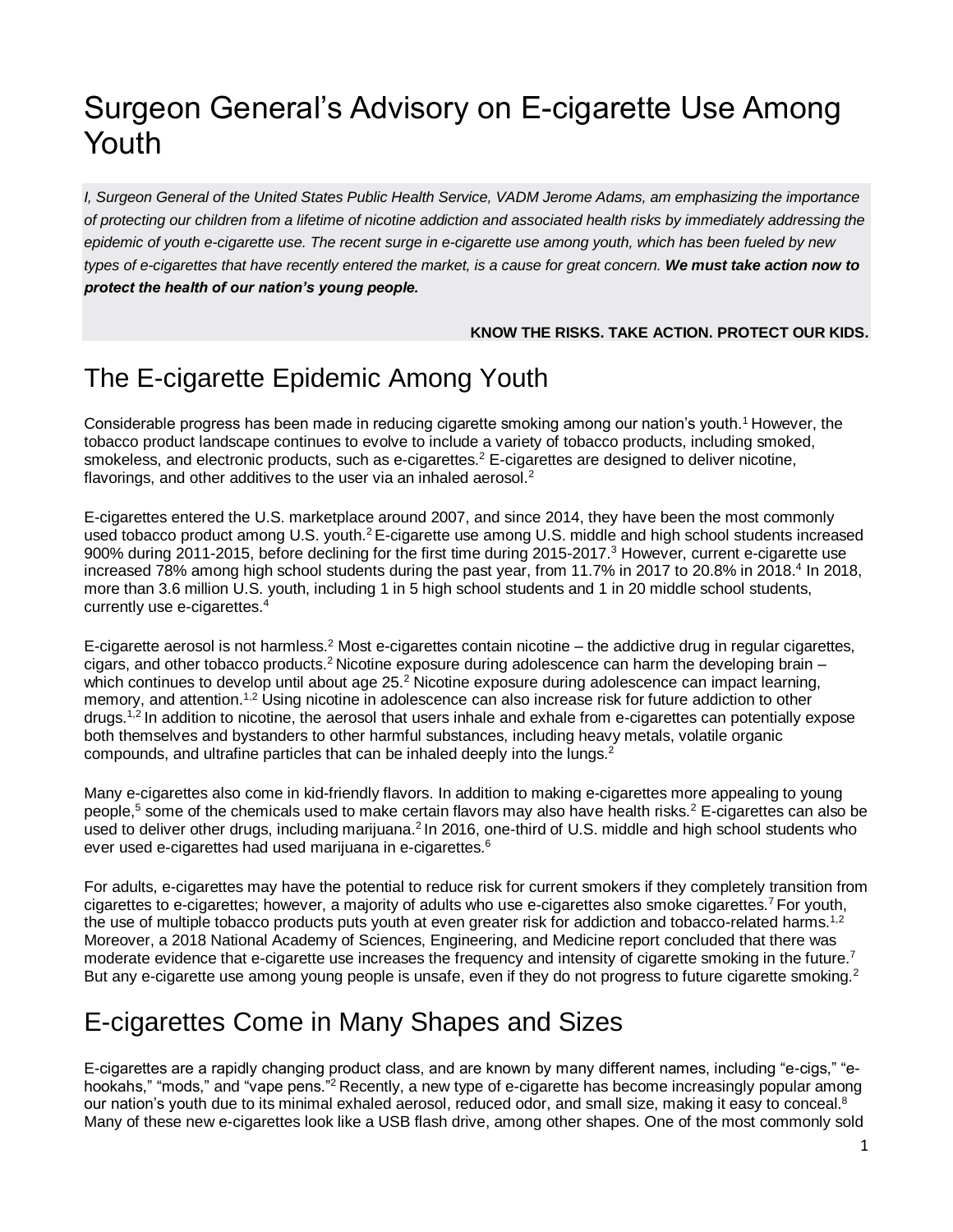# Surgeon General's Advisory on E-cigarette Use Among Youth

*I, Surgeon General of the United States Public Health Service, VADM Jerome Adams, am emphasizing the importance of protecting our children from a lifetime of nicotine addiction and associated health risks by immediately addressing the epidemic of youth e-cigarette use. The recent surge in e-cigarette use among youth, which has been fueled by new types of e-cigarettes that have recently entered the market, is a cause for great concern.* ***We must take action now to protect the health of our nation's young people.***

**KNOW THE RISKS. TAKE ACTION. PROTECT OUR KIDS.**

## The E-cigarette Epidemic Among Youth

Considerable progress has been made in reducing cigarette smoking among our nation's youth.[1] However, the tobacco product landscape continues to evolve to include a variety of tobacco products, including smoked, smokeless, and electronic products, such as e-cigarettes.[2] E-cigarettes are designed to deliver nicotine, flavorings, and other additives to the user via an inhaled aerosol.[2]

E-cigarettes entered the U.S. marketplace around 2007, and since 2014, they have been the most commonly used tobacco product among U.S. youth.[2] E-cigarette use among U.S. middle and high school students increased 900% during 2011-2015, before declining for the first time during 2015-2017.[3] However, current e-cigarette use increased 78% among high school students during the past year, from 11.7% in 2017 to 20.8% in 2018.[4] In 2018, more than 3.6 million U.S. youth, including 1 in 5 high school students and 1 in 20 middle school students, currently use e-cigarettes.[4]

E-cigarette aerosol is not harmless.[2] Most e-cigarettes contain nicotine – the addictive drug in regular cigarettes, cigars, and other tobacco products.[2] Nicotine exposure during adolescence can harm the developing brain – which continues to develop until about age 25.[2] Nicotine exposure during adolescence can impact learning, memory, and attention.[1,2] Using nicotine in adolescence can also increase risk for future addiction to other drugs.[1,2] In addition to nicotine, the aerosol that users inhale and exhale from e-cigarettes can potentially expose both themselves and bystanders to other harmful substances, including heavy metals, volatile organic compounds, and ultrafine particles that can be inhaled deeply into the lungs.[2]

Many e-cigarettes also come in kid-friendly flavors. In addition to making e-cigarettes more appealing to young people,[5] some of the chemicals used to make certain flavors may also have health risks.[2] E-cigarettes can also be used to deliver other drugs, including marijuana.[2] In 2016, one-third of U.S. middle and high school students who ever used e-cigarettes had used marijuana in e-cigarettes.[6]

For adults, e-cigarettes may have the potential to reduce risk for current smokers if they completely transition from cigarettes to e-cigarettes; however, a majority of adults who use e-cigarettes also smoke cigarettes.[7] For youth, the use of multiple tobacco products puts youth at even greater risk for addiction and tobacco-related harms.[1,2] Moreover, a 2018 National Academy of Sciences, Engineering, and Medicine report concluded that there was moderate evidence that e-cigarette use increases the frequency and intensity of cigarette smoking in the future.[7] But any e-cigarette use among young people is unsafe, even if they do not progress to future cigarette smoking.[2]

## E-cigarettes Come in Many Shapes and Sizes

E-cigarettes are a rapidly changing product class, and are known by many different names, including "e-cigs," "e-hookahs," "mods," and "vape pens."[2] Recently, a new type of e-cigarette has become increasingly popular among our nation's youth due to its minimal exhaled aerosol, reduced odor, and small size, making it easy to conceal.[8] Many of these new e-cigarettes look like a USB flash drive, among other shapes. One of the most commonly sold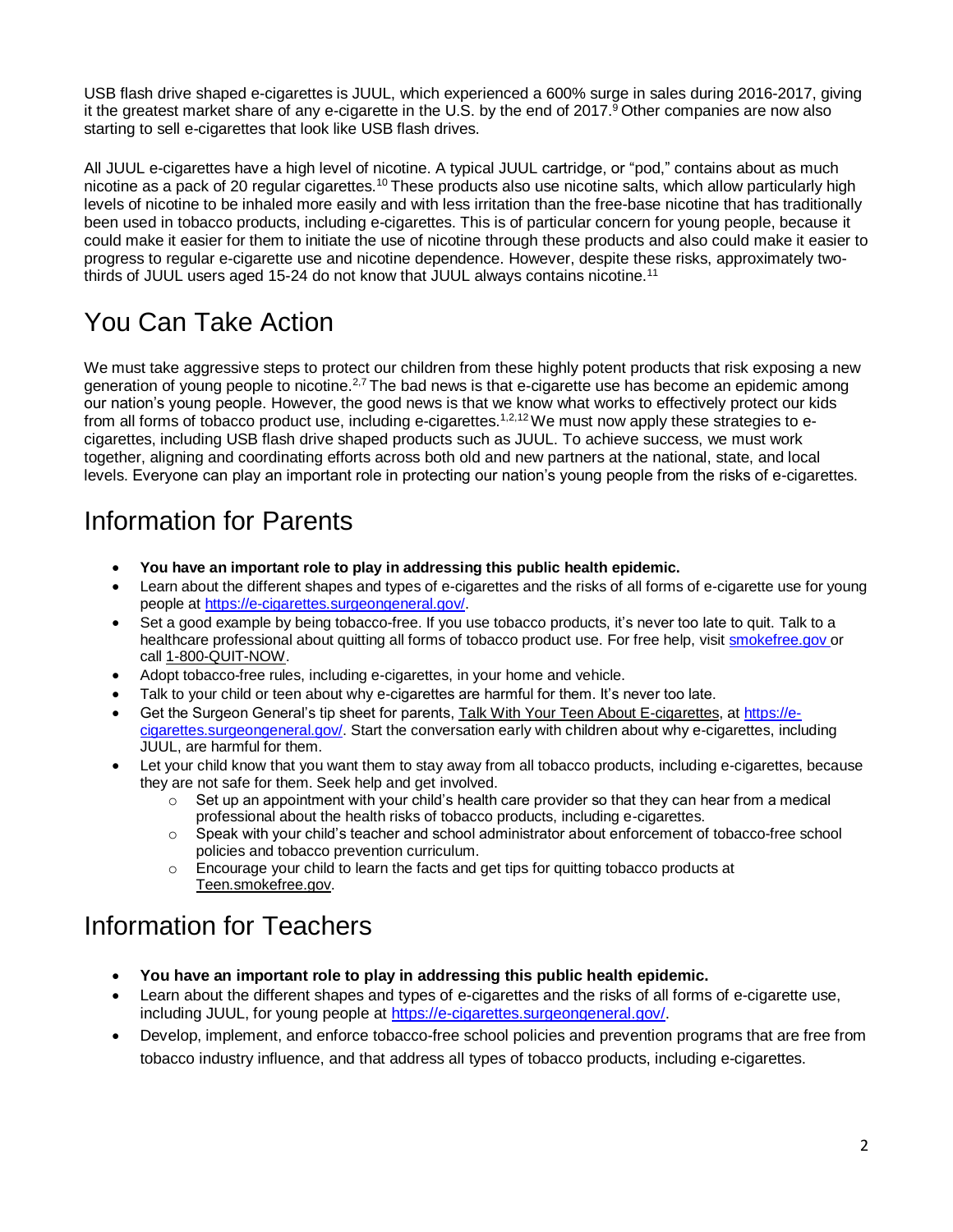USB flash drive shaped e-cigarettes is JUUL, which experienced a 600% surge in sales during 2016-2017, giving it the greatest market share of any e-cigarette in the U.S. by the end of 2017.[9] Other companies are now also starting to sell e-cigarettes that look like USB flash drives.

All JUUL e-cigarettes have a high level of nicotine. A typical JUUL cartridge, or "pod," contains about as much nicotine as a pack of 20 regular cigarettes.[10] These products also use nicotine salts, which allow particularly high levels of nicotine to be inhaled more easily and with less irritation than the free-base nicotine that has traditionally been used in tobacco products, including e-cigarettes. This is of particular concern for young people, because it could make it easier for them to initiate the use of nicotine through these products and also could make it easier to progress to regular e-cigarette use and nicotine dependence. However, despite these risks, approximately two-thirds of JUUL users aged 15-24 do not know that JUUL always contains nicotine.[11]

# You Can Take Action

We must take aggressive steps to protect our children from these highly potent products that risk exposing a new generation of young people to nicotine.[2,7] The bad news is that e-cigarette use has become an epidemic among our nation's young people. However, the good news is that we know what works to effectively protect our kids from all forms of tobacco product use, including e-cigarettes.[1,2,12] We must now apply these strategies to e-cigarettes, including USB flash drive shaped products such as JUUL. To achieve success, we must work together, aligning and coordinating efforts across both old and new partners at the national, state, and local levels. Everyone can play an important role in protecting our nation's young people from the risks of e-cigarettes.

# Information for Parents

- **You have an important role to play in addressing this public health epidemic.**
- Learn about the different shapes and types of e-cigarettes and the risks of all forms of e-cigarette use for young people at https://e-cigarettes.surgeongeneral.gov/.
- Set a good example by being tobacco-free. If you use tobacco products, it's never too late to quit. Talk to a healthcare professional about quitting all forms of tobacco product use. For free help, visit smokefree.gov or call 1-800-QUIT-NOW.
- Adopt tobacco-free rules, including e-cigarettes, in your home and vehicle.
- Talk to your child or teen about why e-cigarettes are harmful for them. It's never too late.
- Get the Surgeon General's tip sheet for parents, Talk With Your Teen About E-cigarettes, at https://e-cigarettes.surgeongeneral.gov/. Start the conversation early with children about why e-cigarettes, including JUUL, are harmful for them.
- Let your child know that you want them to stay away from all tobacco products, including e-cigarettes, because they are not safe for them. Seek help and get involved.
  - Set up an appointment with your child's health care provider so that they can hear from a medical professional about the health risks of tobacco products, including e-cigarettes.
  - Speak with your child's teacher and school administrator about enforcement of tobacco-free school policies and tobacco prevention curriculum.
  - Encourage your child to learn the facts and get tips for quitting tobacco products at Teen.smokefree.gov.

# Information for Teachers

- **You have an important role to play in addressing this public health epidemic.**
- Learn about the different shapes and types of e-cigarettes and the risks of all forms of e-cigarette use, including JUUL, for young people at https://e-cigarettes.surgeongeneral.gov/.
- Develop, implement, and enforce tobacco-free school policies and prevention programs that are free from tobacco industry influence, and that address all types of tobacco products, including e-cigarettes.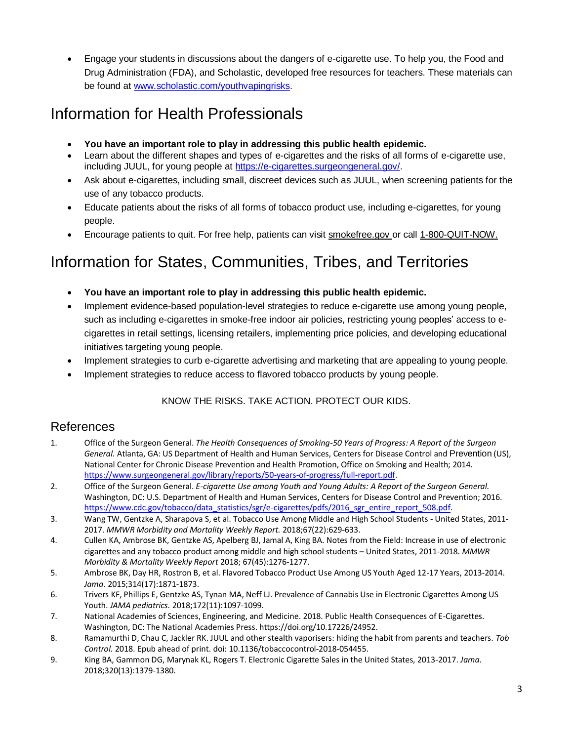- Engage your students in discussions about the dangers of e-cigarette use. To help you, the Food and Drug Administration (FDA), and Scholastic, developed free resources for teachers. These materials can be found at [www.scholastic.com/youthvapingrisks](http://www.scholastic.com/youthvapingrisks).

# Information for Health Professionals

- **You have an important role to play in addressing this public health epidemic.**
- Learn about the different shapes and types of e-cigarettes and the risks of all forms of e-cigarette use, including JUUL, for young people at [https://e-cigarettes.surgeongeneral.gov/](https://e-cigarettes.surgeongeneral.gov/).
- Ask about e-cigarettes, including small, discreet devices such as JUUL, when screening patients for the use of any tobacco products.
- Educate patients about the risks of all forms of tobacco product use, including e-cigarettes, for young people.
- Encourage patients to quit. For free help, patients can visit smokefree.gov or call 1-800-QUIT-NOW.

# Information for States, Communities, Tribes, and Territories

- **You have an important role to play in addressing this public health epidemic.**
- Implement evidence-based population-level strategies to reduce e-cigarette use among young people, such as including e-cigarettes in smoke-free indoor air policies, restricting young peoples' access to e-cigarettes in retail settings, licensing retailers, implementing price policies, and developing educational initiatives targeting young people.
- Implement strategies to curb e-cigarette advertising and marketing that are appealing to young people.
- Implement strategies to reduce access to flavored tobacco products by young people.

KNOW THE RISKS. TAKE ACTION. PROTECT OUR KIDS.

## References

1. Office of the Surgeon General. *The Health Consequences of Smoking-50 Years of Progress: A Report of the Surgeon General.* Atlanta, GA: US Department of Health and Human Services, Centers for Disease Control and Prevention (US), National Center for Chronic Disease Prevention and Health Promotion, Office on Smoking and Health; 2014. [https://www.surgeongeneral.gov/library/reports/50-years-of-progress/full-report.pdf](https://www.surgeongeneral.gov/library/reports/50-years-of-progress/full-report.pdf).
2. Office of the Surgeon General. *E-cigarette Use among Youth and Young Adults: A Report of the Surgeon General.* Washington, DC: U.S. Department of Health and Human Services, Centers for Disease Control and Prevention; 2016. [https://www.cdc.gov/tobacco/data_statistics/sgr/e-cigarettes/pdfs/2016_sgr_entire_report_508.pdf](https://www.cdc.gov/tobacco/data_statistics/sgr/e-cigarettes/pdfs/2016_sgr_entire_report_508.pdf).
3. Wang TW, Gentzke A, Sharapova S, et al. Tobacco Use Among Middle and High School Students - United States, 2011-2017. *MMWR Morbidity and Mortality Weekly Report.* 2018;67(22):629-633.
4. Cullen KA, Ambrose BK, Gentzke AS, Apelberg BJ, Jamal A, King BA. Notes from the Field: Increase in use of electronic cigarettes and any tobacco product among middle and high school students – United States, 2011-2018. *MMWR Morbidity & Mortality Weekly Report* 2018; 67(45):1276-1277.
5. Ambrose BK, Day HR, Rostron B, et al. Flavored Tobacco Product Use Among US Youth Aged 12-17 Years, 2013-2014. *Jama.* 2015;314(17):1871-1873.
6. Trivers KF, Phillips E, Gentzke AS, Tynan MA, Neff LJ. Prevalence of Cannabis Use in Electronic Cigarettes Among US Youth. *JAMA pediatrics.* 2018;172(11):1097-1099.
7. National Academies of Sciences, Engineering, and Medicine. 2018. Public Health Consequences of E-Cigarettes. Washington, DC: The National Academies Press. https://doi.org/10.17226/24952.
8. Ramamurthi D, Chau C, Jackler RK. JUUL and other stealth vaporisers: hiding the habit from parents and teachers. *Tob Control.* 2018. Epub ahead of print. doi: 10.1136/tobaccocontrol-2018-054455.
9. King BA, Gammon DG, Marynak KL, Rogers T. Electronic Cigarette Sales in the United States, 2013-2017. *Jama.* 2018;320(13):1379-1380.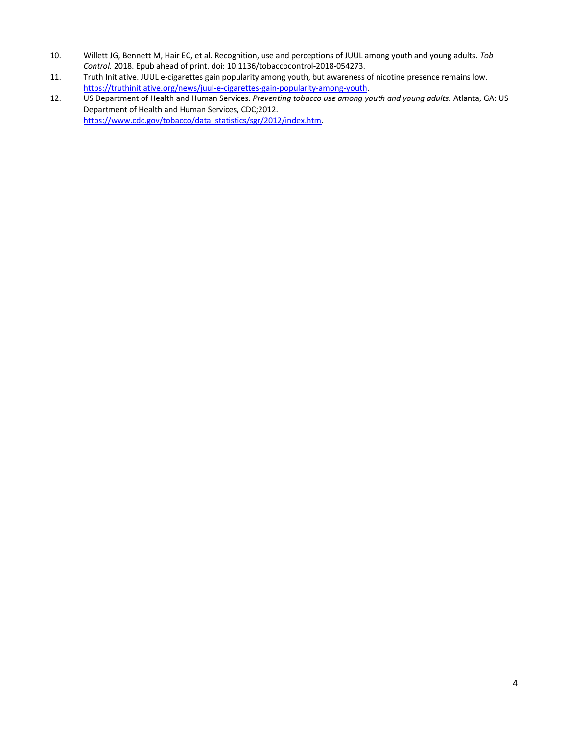10. Willett JG, Bennett M, Hair EC, et al. Recognition, use and perceptions of JUUL among youth and young adults. *Tob Control.* 2018. Epub ahead of print. doi: 10.1136/tobaccocontrol-2018-054273.
11. Truth Initiative. JUUL e-cigarettes gain popularity among youth, but awareness of nicotine presence remains low. https://truthinitiative.org/news/juul-e-cigarettes-gain-popularity-among-youth.
12. US Department of Health and Human Services. *Preventing tobacco use among youth and young adults.* Atlanta, GA: US Department of Health and Human Services, CDC;2012. https://www.cdc.gov/tobacco/data_statistics/sgr/2012/index.htm.